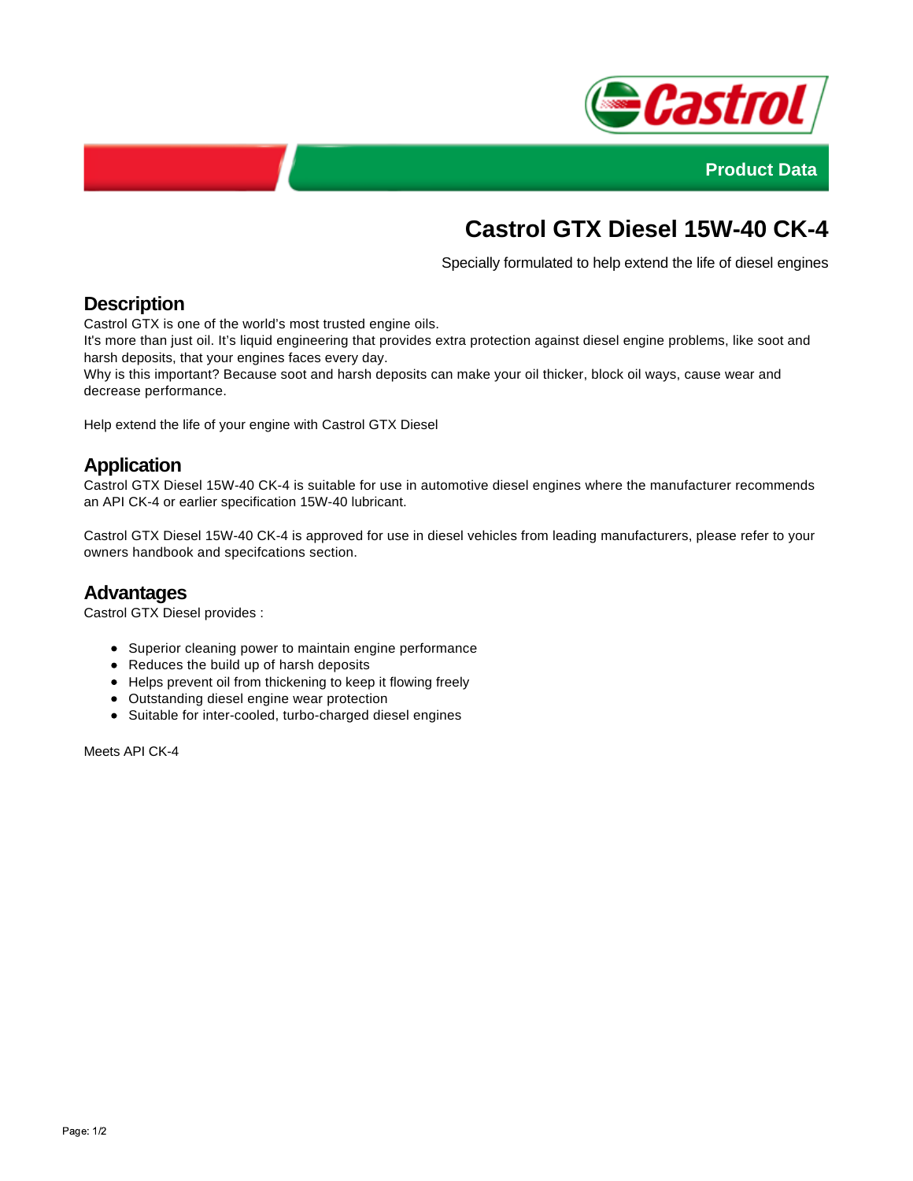Product Data

# Castrol GTX Diesel 15W-40 CK-4

Specially formulated to help extend the life of diesel engines

## Description

Castrol GTX is one of the world's most trusted engine oils.
It's more than just oil. It's liquid engineering that provides extra protection against diesel engine problems, like soot and harsh deposits, that your engines faces every day.
Why is this important? Because soot and harsh deposits can make your oil thicker, block oil ways, cause wear and decrease performance.

Help extend the life of your engine with Castrol GTX Diesel

## Application

Castrol GTX Diesel 15W-40 CK-4 is suitable for use in automotive diesel engines where the manufacturer recommends an API CK-4 or earlier specification 15W-40 lubricant.

Castrol GTX Diesel 15W-40 CK-4 is approved for use in diesel vehicles from leading manufacturers, please refer to your owners handbook and specifcations section.

## Advantages

Castrol GTX Diesel provides :

- Superior cleaning power to maintain engine performance
- Reduces the build up of harsh deposits
- Helps prevent oil from thickening to keep it flowing freely
- Outstanding diesel engine wear protection
- Suitable for inter-cooled, turbo-charged diesel engines

Meets API CK-4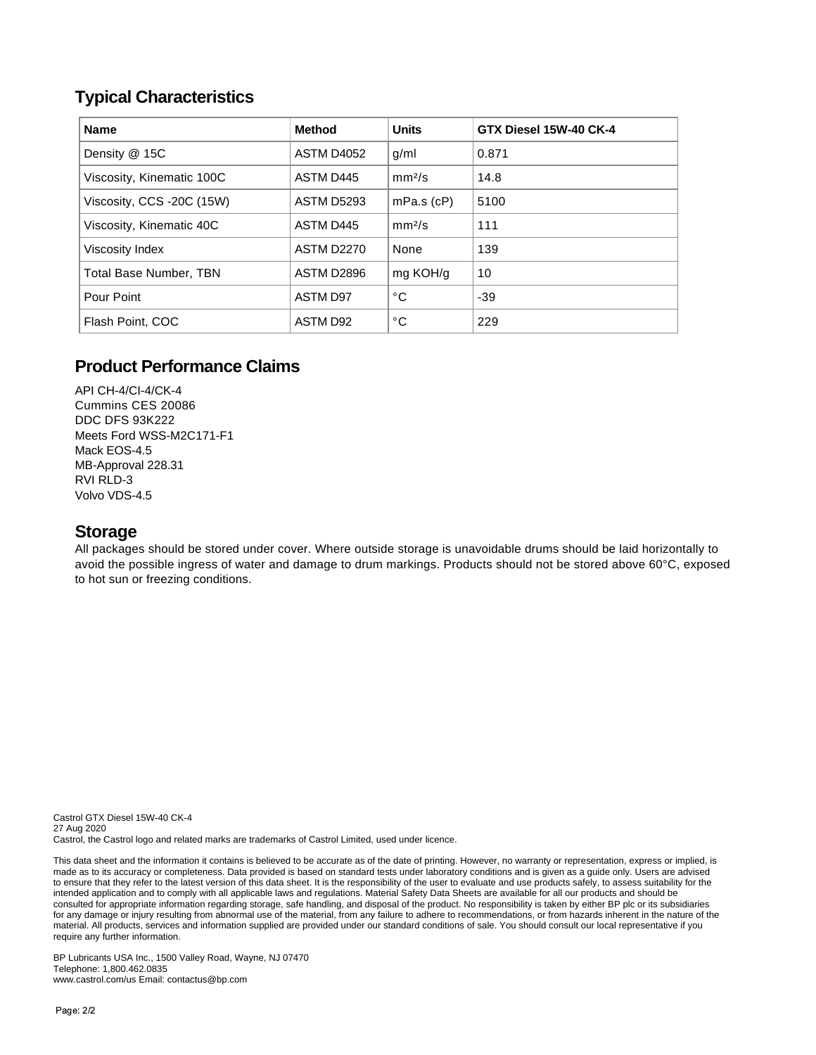## Typical Characteristics

| Name | Method | Units | GTX Diesel 15W-40 CK-4 |
|---|---|---|---|
| Density @ 15C | ASTM D4052 | g/ml | 0.871 |
| Viscosity, Kinematic 100C | ASTM D445 | $mm^2/s$ | 14.8 |
| Viscosity, CCS -20C (15W) | ASTM D5293 | mPa.s (cP) | 5100 |
| Viscosity, Kinematic 40C | ASTM D445 | $mm^2/s$ | 111 |
| Viscosity Index | ASTM D2270 | None | 139 |
| Total Base Number, TBN | ASTM D2896 | mg KOH/g | 10 |
| Pour Point | ASTM D97 | °C | -39 |
| Flash Point, COC | ASTM D92 | °C | 229 |

## Product Performance Claims

API CH-4/CI-4/CK-4
Cummins CES 20086
DDC DFS 93K222
Meets Ford WSS-M2C171-F1
Mack EOS-4.5
MB-Approval 228.31
RVI RLD-3
Volvo VDS-4.5

## Storage

All packages should be stored under cover. Where outside storage is unavoidable drums should be laid horizontally to avoid the possible ingress of water and damage to drum markings. Products should not be stored above 60°C, exposed to hot sun or freezing conditions.

Castrol GTX Diesel 15W-40 CK-4
27 Aug 2020
Castrol, the Castrol logo and related marks are trademarks of Castrol Limited, used under licence.

This data sheet and the information it contains is believed to be accurate as of the date of printing. However, no warranty or representation, express or implied, is made as to its accuracy or completeness. Data provided is based on standard tests under laboratory conditions and is given as a guide only. Users are advised to ensure that they refer to the latest version of this data sheet. It is the responsibility of the user to evaluate and use products safely, to assess suitability for the intended application and to comply with all applicable laws and regulations. Material Safety Data Sheets are available for all our products and should be consulted for appropriate information regarding storage, safe handling, and disposal of the product. No responsibility is taken by either BP plc or its subsidiaries for any damage or injury resulting from abnormal use of the material, from any failure to adhere to recommendations, or from hazards inherent in the nature of the material. All products, services and information supplied are provided under our standard conditions of sale. You should consult our local representative if you require any further information.

BP Lubricants USA Inc., 1500 Valley Road, Wayne, NJ 07470
Telephone: 1,800.462.0835
www.castrol.com/us Email: contactus@bp.com